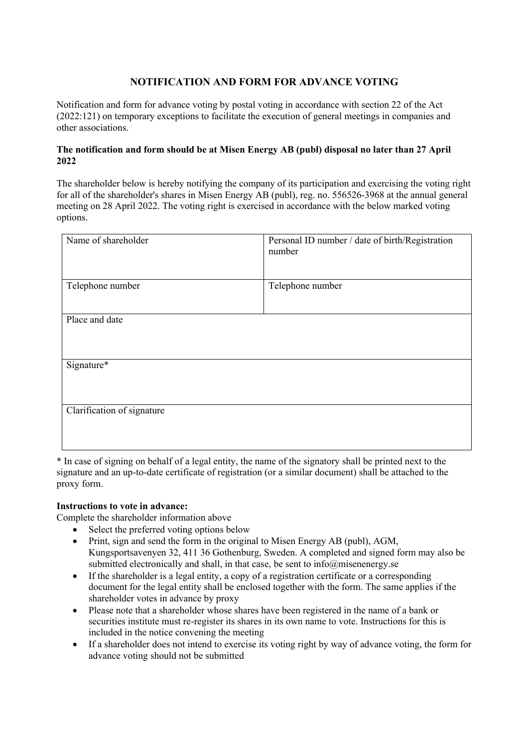# NOTIFICATION AND FORM FOR ADVANCE VOTING

Notification and form for advance voting by postal voting in accordance with section 22 of the Act (2022:121) on temporary exceptions to facilitate the execution of general meetings in companies and other associations.

**The notification and form should be at Misen Energy AB (publ) disposal no later than 27 April 2022**

The shareholder below is hereby notifying the company of its participation and exercising the voting right for all of the shareholder's shares in Misen Energy AB (publ), reg. no. 556526-3968 at the annual general meeting on 28 April 2022. The voting right is exercised in accordance with the below marked voting options.

| Name of shareholder | Personal ID number / date of birth/Registration number |
|---|---|
| Telephone number | Telephone number |
| Place and date | |
| Signature* | |
| Clarification of signature | |

\* In case of signing on behalf of a legal entity, the name of the signatory shall be printed next to the signature and an up-to-date certificate of registration (or a similar document) shall be attached to the proxy form.

**Instructions to vote in advance:**

Complete the shareholder information above

- Select the preferred voting options below
- Print, sign and send the form in the original to Misen Energy AB (publ), AGM, Kungsportsavenyen 32, 411 36 Gothenburg, Sweden. A completed and signed form may also be submitted electronically and shall, in that case, be sent to info@misenenergy.se
- If the shareholder is a legal entity, a copy of a registration certificate or a corresponding document for the legal entity shall be enclosed together with the form. The same applies if the shareholder votes in advance by proxy
- Please note that a shareholder whose shares have been registered in the name of a bank or securities institute must re-register its shares in its own name to vote. Instructions for this is included in the notice convening the meeting
- If a shareholder does not intend to exercise its voting right by way of advance voting, the form for advance voting should not be submitted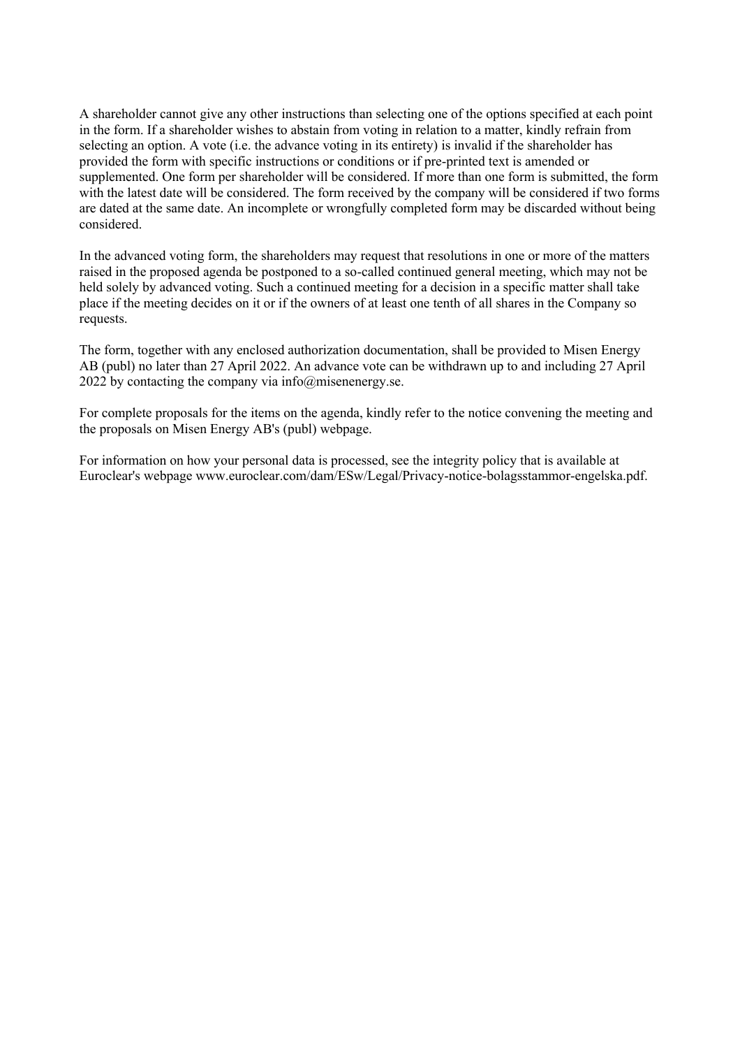A shareholder cannot give any other instructions than selecting one of the options specified at each point in the form. If a shareholder wishes to abstain from voting in relation to a matter, kindly refrain from selecting an option. A vote (i.e. the advance voting in its entirety) is invalid if the shareholder has provided the form with specific instructions or conditions or if pre-printed text is amended or supplemented. One form per shareholder will be considered. If more than one form is submitted, the form with the latest date will be considered. The form received by the company will be considered if two forms are dated at the same date. An incomplete or wrongfully completed form may be discarded without being considered.

In the advanced voting form, the shareholders may request that resolutions in one or more of the matters raised in the proposed agenda be postponed to a so-called continued general meeting, which may not be held solely by advanced voting. Such a continued meeting for a decision in a specific matter shall take place if the meeting decides on it or if the owners of at least one tenth of all shares in the Company so requests.

The form, together with any enclosed authorization documentation, shall be provided to Misen Energy AB (publ) no later than 27 April 2022. An advance vote can be withdrawn up to and including 27 April 2022 by contacting the company via info@misenenergy.se.

For complete proposals for the items on the agenda, kindly refer to the notice convening the meeting and the proposals on Misen Energy AB's (publ) webpage.

For information on how your personal data is processed, see the integrity policy that is available at Euroclear's webpage www.euroclear.com/dam/ESw/Legal/Privacy-notice-bolagsstammor-engelska.pdf.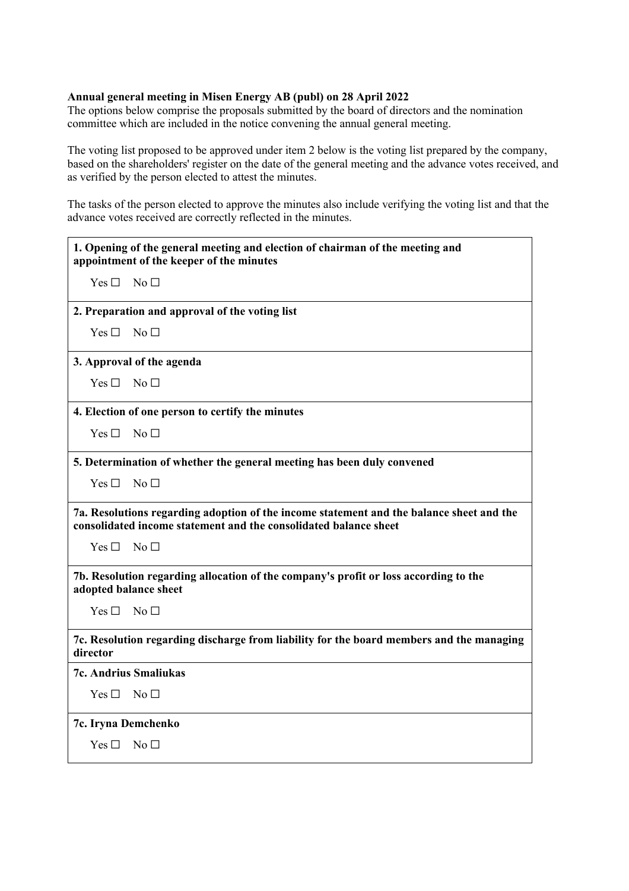**Annual general meeting in Misen Energy AB (publ) on 28 April 2022**
The options below comprise the proposals submitted by the board of directors and the nomination committee which are included in the notice convening the annual general meeting.

The voting list proposed to be approved under item 2 below is the voting list prepared by the company, based on the shareholders' register on the date of the general meeting and the advance votes received, and as verified by the person elected to attest the minutes.

The tasks of the person elected to approve the minutes also include verifying the voting list and that the advance votes received are correctly reflected in the minutes.

| **1. Opening of the general meeting and election of chairman of the meeting and appointment of the keeper of the minutes**<br>Yes ☐ No ☐ |
|---|
| **2. Preparation and approval of the voting list**<br>Yes ☐ No ☐ |
| **3. Approval of the agenda**<br>Yes ☐ No ☐ |
| **4. Election of one person to certify the minutes**<br>Yes ☐ No ☐ |
| **5. Determination of whether the general meeting has been duly convened**<br>Yes ☐ No ☐ |
| **7a. Resolutions regarding adoption of the income statement and the balance sheet and the consolidated income statement and the consolidated balance sheet**<br>Yes ☐ No ☐ |
| **7b. Resolution regarding allocation of the company's profit or loss according to the adopted balance sheet**<br>Yes ☐ No ☐ |
| **7c. Resolution regarding discharge from liability for the board members and the managing director** |
| **7c. Andrius Smaliukas**<br>Yes ☐ No ☐ |
| **7c. Iryna Demchenko**<br>Yes ☐ No ☐ |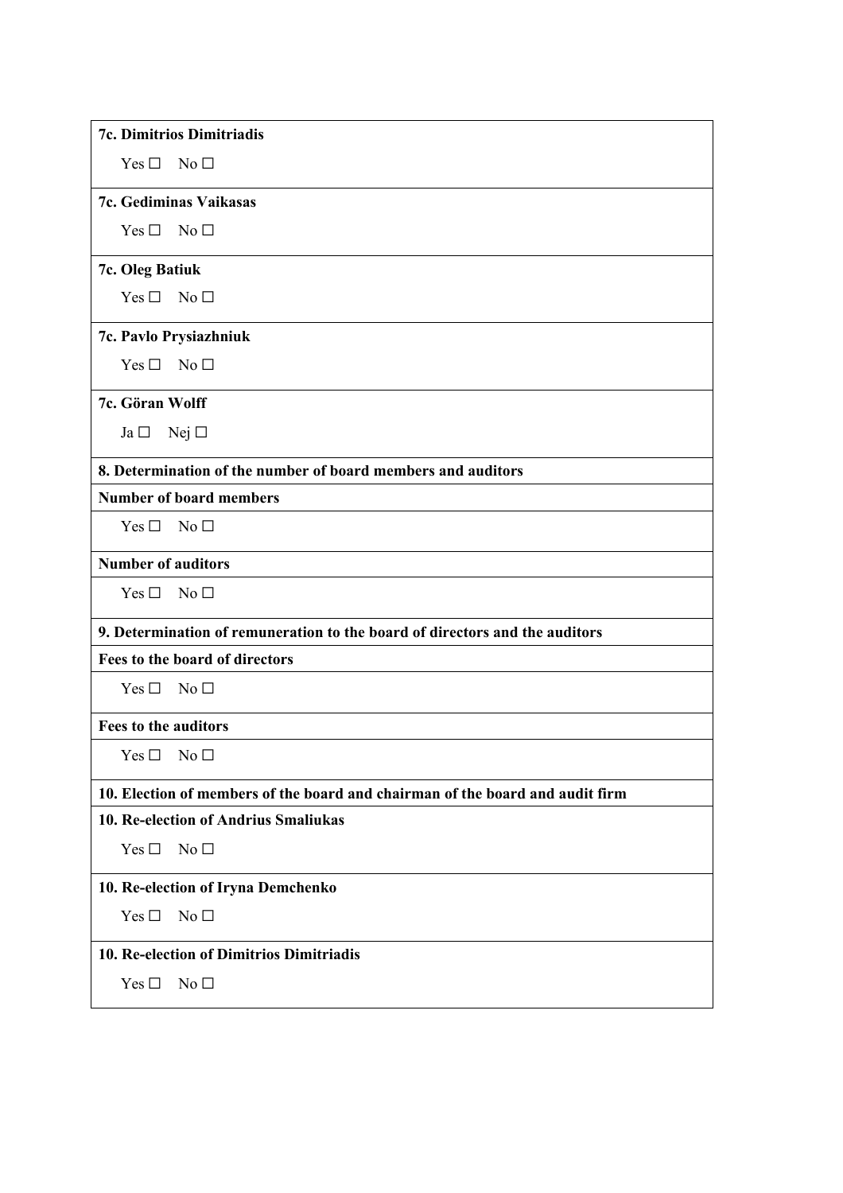**7c. Dimitrios Dimitriadis**

Yes ☐ No ☐

**7c. Gediminas Vaikasas**

Yes ☐ No ☐

**7c. Oleg Batiuk**

Yes ☐ No ☐

**7c. Pavlo Prysiazhniuk**

Yes ☐ No ☐

**7c. Göran Wolff**

Ja ☐ Nej ☐

**8. Determination of the number of board members and auditors**

**Number of board members**

Yes ☐ No ☐

**Number of auditors**

Yes ☐ No ☐

**9. Determination of remuneration to the board of directors and the auditors**

**Fees to the board of directors**

Yes ☐ No ☐

**Fees to the auditors**

Yes ☐ No ☐

**10. Election of members of the board and chairman of the board and audit firm**

**10. Re-election of Andrius Smaliukas**

Yes ☐ No ☐

**10. Re-election of Iryna Demchenko**

Yes ☐ No ☐

**10. Re-election of Dimitrios Dimitriadis**

Yes ☐ No ☐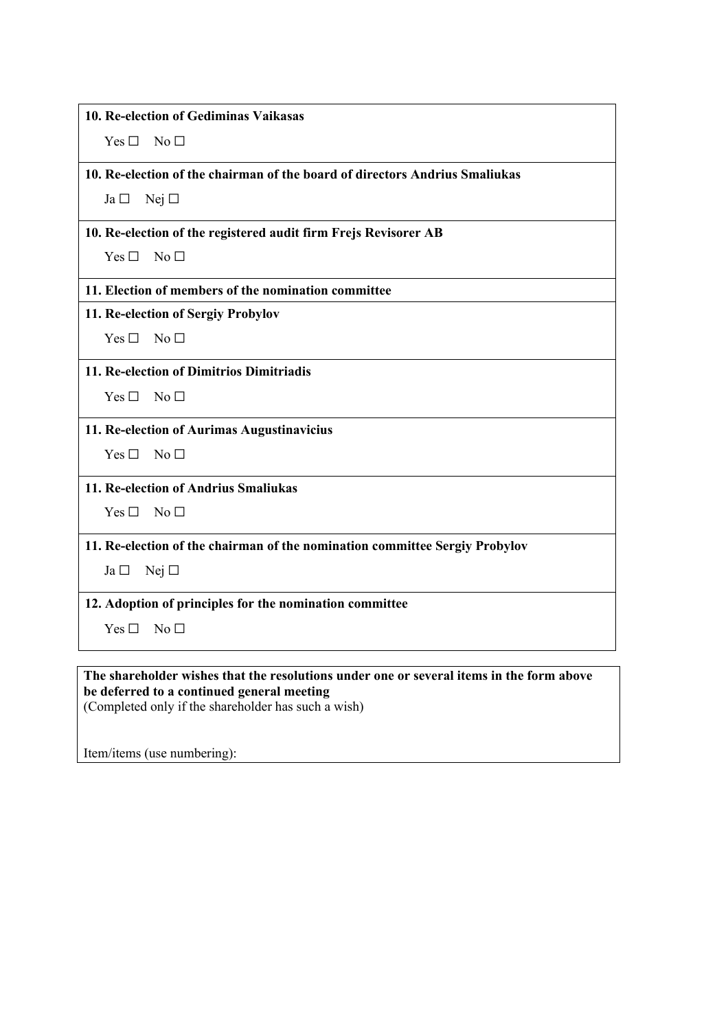**10. Re-election of Gediminas Vaikasas**

Yes ☐ No ☐

**10. Re-election of the chairman of the board of directors Andrius Smaliukas**

Ja ☐ Nej ☐

**10. Re-election of the registered audit firm Frejs Revisorer AB**

Yes ☐ No ☐

**11. Election of members of the nomination committee**

**11. Re-election of Sergiy Probylov**

Yes ☐ No ☐

**11. Re-election of Dimitrios Dimitriadis**

Yes ☐ No ☐

**11. Re-election of Aurimas Augustinavicius**

Yes ☐ No ☐

**11. Re-election of Andrius Smaliukas**

Yes ☐ No ☐

**11. Re-election of the chairman of the nomination committee Sergiy Probylov**

Ja ☐ Nej ☐

**12. Adoption of principles for the nomination committee**

Yes ☐ No ☐

**The shareholder wishes that the resolutions under one or several items in the form above be deferred to a continued general meeting**
(Completed only if the shareholder has such a wish)

Item/items (use numbering):